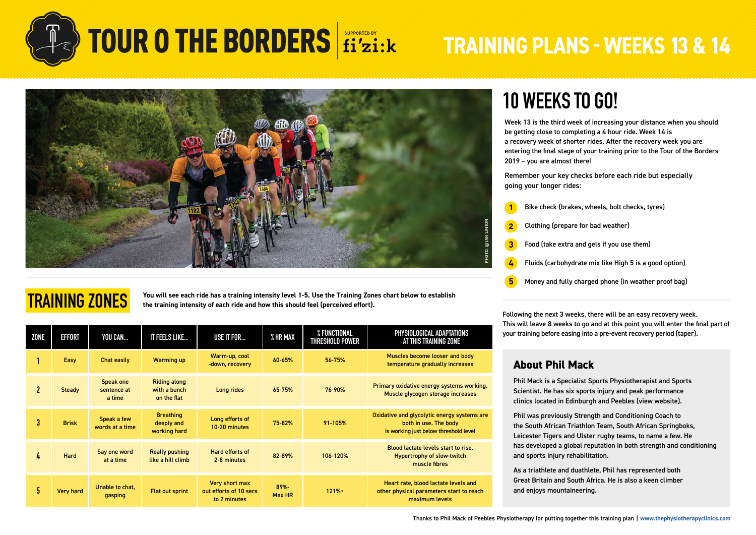# TOUR O THE BORDERS

SUPPORTED BY fi'zi:k

# TRAINING PLANS - WEEKS 13 & 14

PHOTO: © IAN LINTON

## 10 WEEKS TO GO!

Week 13 is the third week of increasing your distance when you should be getting close to completing a 4 hour ride. Week 14 is a recovery week of shorter rides. After the recovery week you are entering the final stage of your training prior to the Tour of the Borders 2019 – you are almost there!

Remember your key checks before each ride but especially going your longer rides:

1. Bike check (brakes, wheels, bolt checks, tyres)
2. Clothing (prepare for bad weather)
3. Food (take extra and gels if you use them)
4. Fluids (carbohydrate mix like High 5 is a good option)
5. Money and fully charged phone (in weather proof bag)

Following the next 3 weeks, there will be an easy recovery week. This will leave 8 weeks to go and at this point you will enter the final part of your training before easing into a pre-event recovery period (taper).

## TRAINING ZONES

**You will see each ride has a training intensity level 1-5. Use the Training Zones chart below to establish the training intensity of each ride and how this should feel (perceived effort).**

| ZONE | EFFORT | YOU CAN... | IT FEELS LIKE... | USE IT FOR... | % HR MAX | % FUNCTIONAL THRESHOLD POWER | PHYSIOLOGICAL ADAPTATIONS AT THIS TRAINING ZONE |
|---|---|---|---|---|---|---|---|
| 1 | Easy | Chat easily | Warming up | Warm-up, cool -down, recovery | 60-65% | 56-75% | Muscles become looser and body temperature gradually increases |
| 2 | Steady | Speak one sentence at a time | Riding along with a bunch on the flat | Long rides | 65-75% | 76-90% | Primary oxidative energy systems working. Muscle glycogen storage increases |
| 3 | Brisk | Speak a few words at a time | Breathing deeply and working hard | Long efforts of 10-20 minutes | 75-82% | 91-105% | Oxidative and glycolytic energy systems are both in use. The body is working just below threshold level |
| 4 | Hard | Say one word at a time | Really pushing like a hill climb | Hard efforts of 2-8 minutes | 82-89% | 106-120% | Blood lactate levels start to rise. Hypertrophy of slow-twitch muscle fibres |
| 5 | Very hard | Unable to chat, gasping | Flat out sprint | Very short max out efforts of 10 secs to 2 minutes | 89%-Max HR | 121%+ | Heart rate, blood lactate levels and other physical parameters start to reach maximum levels |

## About Phil Mack

Phil Mack is a Specialist Sports Physiotherapist and Sports Scientist. He has six sports injury and peak performance clinics located in Edinburgh and Peebles (view website).

Phil was previously Strength and Conditioning Coach to the South African Triathlon Team, South African Springboks, Leicester Tigers and Ulster rugby teams, to name a few. He has developed a global reputation in both strength and conditioning and sports injury rehabilitation.

As a triathlete and duathlete, Phil has represented both Great Britain and South Africa. He is also a keen climber and enjoys mountaineering.

Thanks to Phil Mack of Peebles Physiotherapy for putting together this training plan | www.thephysiotherapyclinics.com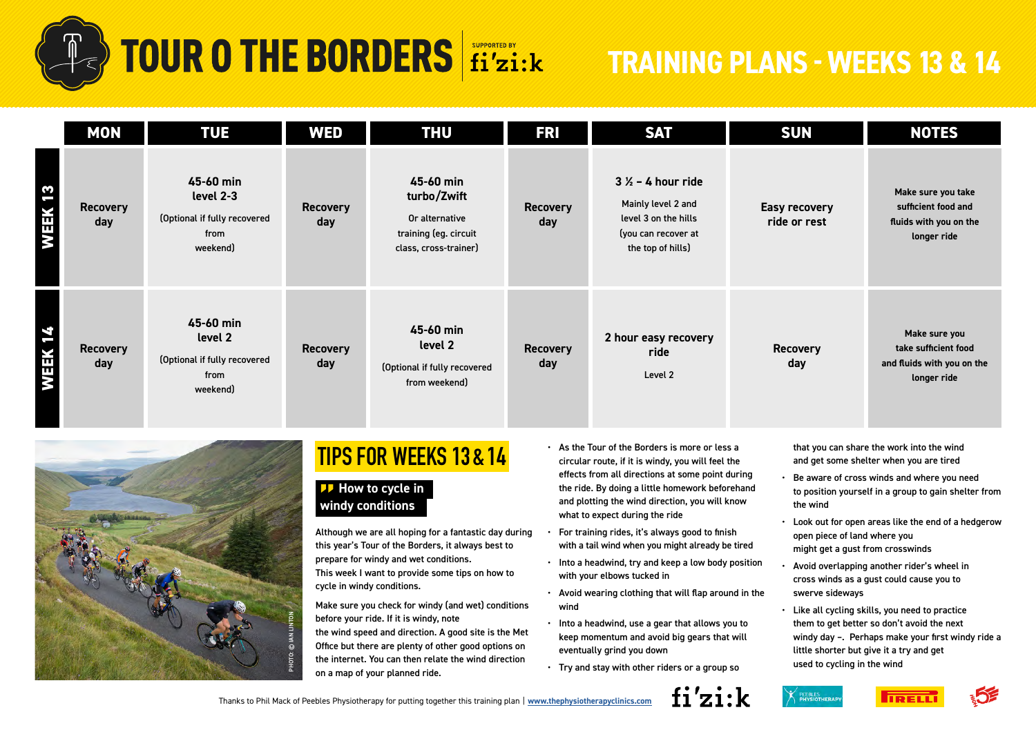# TOUR O THE BORDERS

SUPPORTED BY fi'zi:k

## TRAINING PLANS - WEEKS 13 & 14

| | MON | TUE | WED | THU | FRI | SAT | SUN | NOTES |
|---|---|---|---|---|---|---|---|---|
| WEEK 13 | Recovery day | **45-60 min level 2-3** (Optional if fully recovered from weekend) | Recovery day | **45-60 min turbo/Zwift** Or alternative training (eg. circuit class, cross-trainer) | Recovery day | **3 ½ – 4 hour ride** Mainly level 2 and level 3 on the hills (you can recover at the top of hills) | Easy recovery ride or rest | Make sure you take sufficient food and fluids with you on the longer ride |
| WEEK 14 | Recovery day | **45-60 min level 2** (Optional if fully recovered from weekend) | Recovery day | **45-60 min level 2** (Optional if fully recovered from weekend) | Recovery day | **2 hour easy recovery ride** Level 2 | Recovery day | Make sure you take sufficient food and fluids with you on the longer ride |

PHOTO: © IAN LINTON

## TIPS FOR WEEKS 13 & 14

### How to cycle in windy conditions

Although we are all hoping for a fantastic day during this year's Tour of the Borders, it always best to prepare for windy and wet conditions.
This week I want to provide some tips on how to cycle in windy conditions.

Make sure you check for windy (and wet) conditions before your ride. If it is windy, note the wind speed and direction. A good site is the Met Office but there are plenty of other good options on the internet. You can then relate the wind direction on a map of your planned ride.

- As the Tour of the Borders is more or less a circular route, if it is windy, you will feel the effects from all directions at some point during the ride. By doing a little homework beforehand and plotting the wind direction, you will know what to expect during the ride
- For training rides, it's always good to finish with a tail wind when you might already be tired
- Into a headwind, try and keep a low body position with your elbows tucked in
- Avoid wearing clothing that will flap around in the wind
- Into a headwind, use a gear that allows you to keep momentum and avoid big gears that will eventually grind you down
- Try and stay with other riders or a group so that you can share the work into the wind and get some shelter when you are tired
- Be aware of cross winds and where you need to position yourself in a group to gain shelter from the wind
- Look out for open areas like the end of a hedgerow open piece of land where you might get a gust from crosswinds
- Avoid overlapping another rider's wheel in cross winds as a gust could cause you to swerve sideways
- Like all cycling skills, you need to practice them to get better so don't avoid the next windy day –. Perhaps make your first windy ride a little shorter but give it a try and get used to cycling in the wind

Thanks to Phil Mack of Peebles Physiotherapy for putting together this training plan | www.thephysiotherapyclinics.com

fi'zi:k PEEBLES PHYSIOTHERAPY PIRELLI